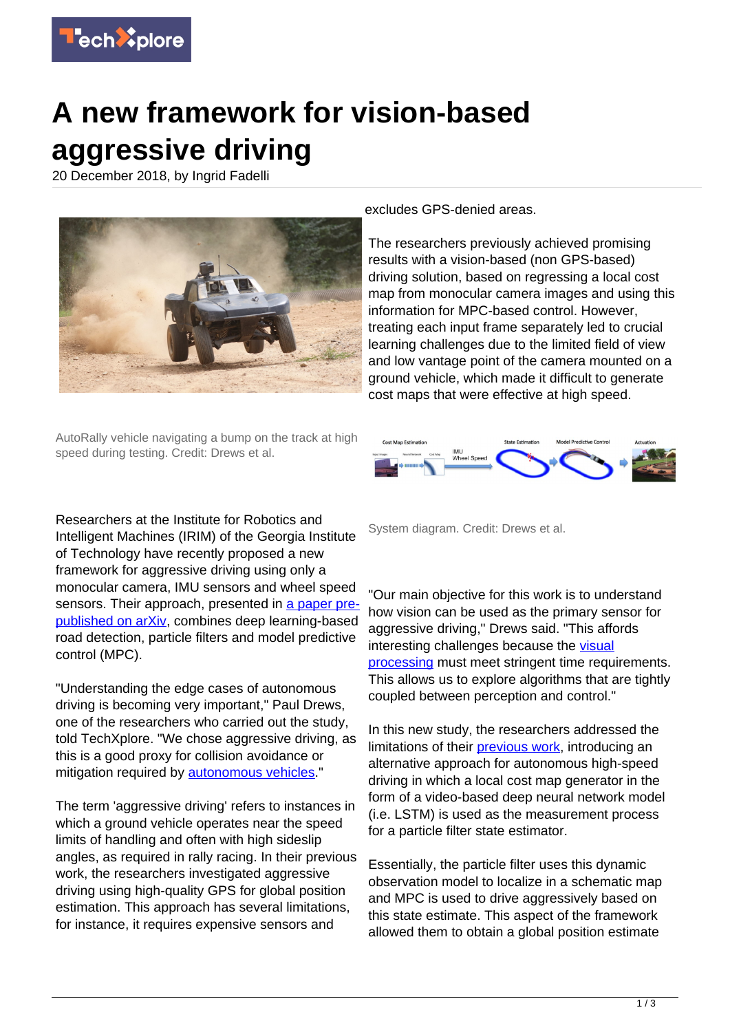# A new framework for vision-based aggressive driving

20 December 2018, by Ingrid Fadelli

AutoRally vehicle navigating a bump on the track at high speed during testing. Credit: Drews et al.

Researchers at the Institute for Robotics and Intelligent Machines (IRIM) of the Georgia Institute of Technology have recently proposed a new framework for aggressive driving using only a monocular camera, IMU sensors and wheel speed sensors. Their approach, presented in a paper pre-published on arXiv, combines deep learning-based road detection, particle filters and model predictive control (MPC).

"Understanding the edge cases of autonomous driving is becoming very important," Paul Drews, one of the researchers who carried out the study, told TechXplore. "We chose aggressive driving, as this is a good proxy for collision avoidance or mitigation required by autonomous vehicles."

The term 'aggressive driving' refers to instances in which a ground vehicle operates near the speed limits of handling and often with high sideslip angles, as required in rally racing. In their previous work, the researchers investigated aggressive driving using high-quality GPS for global position estimation. This approach has several limitations, for instance, it requires expensive sensors and excludes GPS-denied areas.

The researchers previously achieved promising results with a vision-based (non GPS-based) driving solution, based on regressing a local cost map from monocular camera images and using this information for MPC-based control. However, treating each input frame separately led to crucial learning challenges due to the limited field of view and low vantage point of the camera mounted on a ground vehicle, which made it difficult to generate cost maps that were effective at high speed.

System diagram. Credit: Drews et al.

"Our main objective for this work is to understand how vision can be used as the primary sensor for aggressive driving," Drews said. "This affords interesting challenges because the visual processing must meet stringent time requirements. This allows us to explore algorithms that are tightly coupled between perception and control."

In this new study, the researchers addressed the limitations of their previous work, introducing an alternative approach for autonomous high-speed driving in which a local cost map generator in the form of a video-based deep neural network model (i.e. LSTM) is used as the measurement process for a particle filter state estimator.

Essentially, the particle filter uses this dynamic observation model to localize in a schematic map and MPC is used to drive aggressively based on this state estimate. This aspect of the framework allowed them to obtain a global position estimate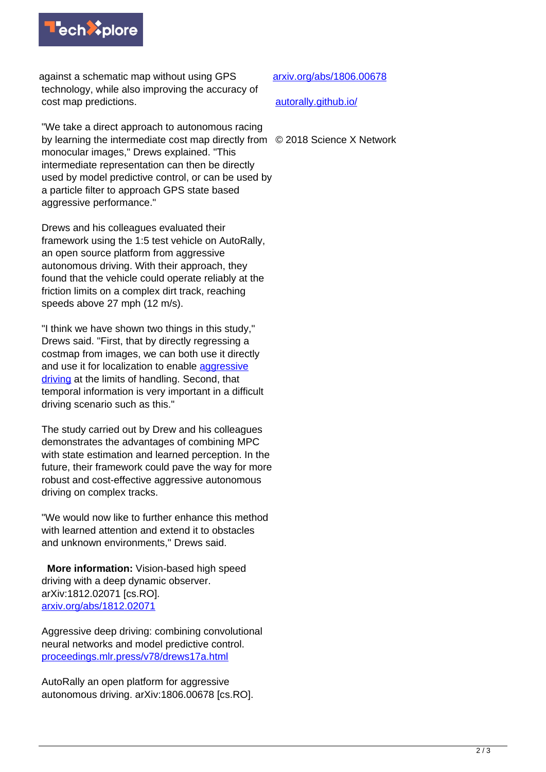against a schematic map without using GPS technology, while also improving the accuracy of cost map predictions.

"We take a direct approach to autonomous racing by learning the intermediate cost map directly from monocular images," Drews explained. "This intermediate representation can then be directly used by model predictive control, or can be used by a particle filter to approach GPS state based aggressive performance."

Drews and his colleagues evaluated their framework using the 1:5 test vehicle on AutoRally, an open source platform from aggressive autonomous driving. With their approach, they found that the vehicle could operate reliably at the friction limits on a complex dirt track, reaching speeds above 27 mph (12 m/s).

"I think we have shown two things in this study," Drews said. "First, that by directly regressing a costmap from images, we can both use it directly and use it for localization to enable aggressive driving at the limits of handling. Second, that temporal information is very important in a difficult driving scenario such as this."

The study carried out by Drew and his colleagues demonstrates the advantages of combining MPC with state estimation and learned perception. In the future, their framework could pave the way for more robust and cost-effective aggressive autonomous driving on complex tracks.

"We would now like to further enhance this method with learned attention and extend it to obstacles and unknown environments," Drews said.

**More information:** Vision-based high speed driving with a deep dynamic observer. arXiv:1812.02071 [cs.RO]. arxiv.org/abs/1812.02071

Aggressive deep driving: combining convolutional neural networks and model predictive control. proceedings.mlr.press/v78/drews17a.html

AutoRally an open platform for aggressive autonomous driving. arXiv:1806.00678 [cs.RO]. arxiv.org/abs/1806.00678

autorally.github.io/

© 2018 Science X Network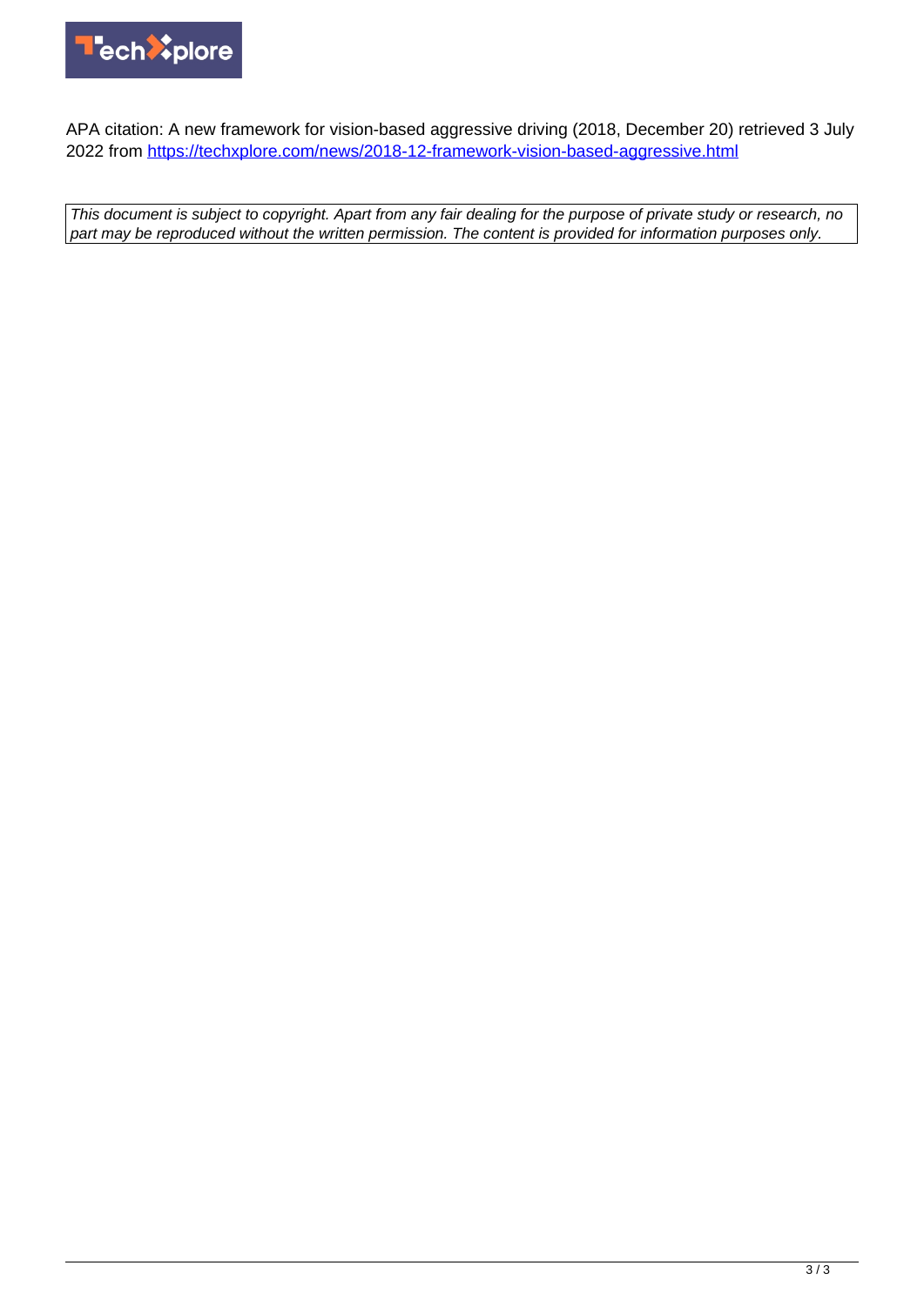APA citation: A new framework for vision-based aggressive driving (2018, December 20) retrieved 3 July 2022 from https://techxplore.com/news/2018-12-framework-vision-based-aggressive.html

*This document is subject to copyright. Apart from any fair dealing for the purpose of private study or research, no part may be reproduced without the written permission. The content is provided for information purposes only.*